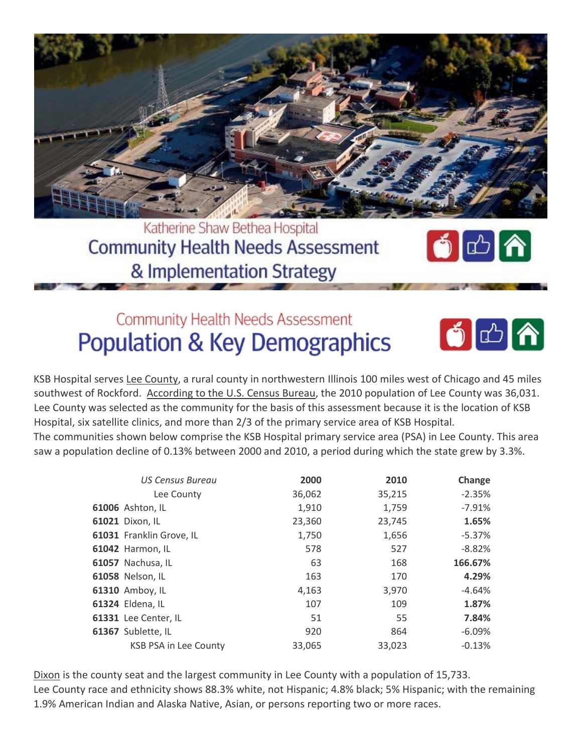# Katherine Shaw Bethea Hospital Community Health Needs Assessment & Implementation Strategy

## Community Health Needs Assessment Population & Key Demographics

KSB Hospital serves Lee County, a rural county in northwestern Illinois 100 miles west of Chicago and 45 miles southwest of Rockford. According to the U.S. Census Bureau, the 2010 population of Lee County was 36,031. Lee County was selected as the community for the basis of this assessment because it is the location of KSB Hospital, six satellite clinics, and more than 2/3 of the primary service area of KSB Hospital.

The communities shown below comprise the KSB Hospital primary service area (PSA) in Lee County. This area saw a population decline of 0.13% between 2000 and 2010, a period during which the state grew by 3.3%.

| *US Census Bureau* | **2000** | **2010** | **Change** |
|---|---|---|---|
| Lee County | 36,062 | 35,215 | -2.35% |
| **61006** Ashton, IL | 1,910 | 1,759 | -7.91% |
| **61021** Dixon, IL | 23,360 | 23,745 | **1.65%** |
| **61031** Franklin Grove, IL | 1,750 | 1,656 | -5.37% |
| **61042** Harmon, IL | 578 | 527 | -8.82% |
| **61057** Nachusa, IL | 63 | 168 | **166.67%** |
| **61058** Nelson, IL | 163 | 170 | **4.29%** |
| **61310** Amboy, IL | 4,163 | 3,970 | -4.64% |
| **61324** Eldena, IL | 107 | 109 | **1.87%** |
| **61331** Lee Center, IL | 51 | 55 | **7.84%** |
| **61367** Sublette, IL | 920 | 864 | -6.09% |
| KSB PSA in Lee County | 33,065 | 33,023 | -0.13% |

Dixon is the county seat and the largest community in Lee County with a population of 15,733.

Lee County race and ethnicity shows 88.3% white, not Hispanic; 4.8% black; 5% Hispanic; with the remaining 1.9% American Indian and Alaska Native, Asian, or persons reporting two or more races.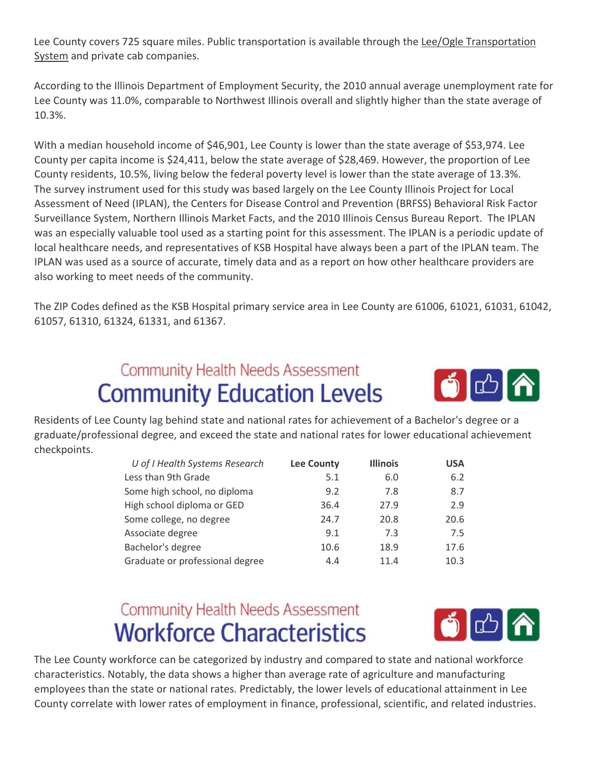Lee County covers 725 square miles. Public transportation is available through the Lee/Ogle Transportation System and private cab companies.

According to the Illinois Department of Employment Security, the 2010 annual average unemployment rate for Lee County was 11.0%, comparable to Northwest Illinois overall and slightly higher than the state average of 10.3%.

With a median household income of $46,901, Lee County is lower than the state average of $53,974. Lee County per capita income is $24,411, below the state average of $28,469. However, the proportion of Lee County residents, 10.5%, living below the federal poverty level is lower than the state average of 13.3%. The survey instrument used for this study was based largely on the Lee County Illinois Project for Local Assessment of Need (IPLAN), the Centers for Disease Control and Prevention (BRFSS) Behavioral Risk Factor Surveillance System, Northern Illinois Market Facts, and the 2010 Illinois Census Bureau Report. The IPLAN was an especially valuable tool used as a starting point for this assessment. The IPLAN is a periodic update of local healthcare needs, and representatives of KSB Hospital have always been a part of the IPLAN team. The IPLAN was used as a source of accurate, timely data and as a report on how other healthcare providers are also working to meet needs of the community.

The ZIP Codes defined as the KSB Hospital primary service area in Lee County are 61006, 61021, 61031, 61042, 61057, 61310, 61324, 61331, and 61367.

## Community Health Needs Assessment
# Community Education Levels

Residents of Lee County lag behind state and national rates for achievement of a Bachelor's degree or a graduate/professional degree, and exceed the state and national rates for lower educational achievement checkpoints.

| *U of I Health Systems Research* | Lee County | Illinois | USA |
|---|---|---|---|
| Less than 9th Grade | 5.1 | 6.0 | 6.2 |
| Some high school, no diploma | 9.2 | 7.8 | 8.7 |
| High school diploma or GED | 36.4 | 27.9 | 2.9 |
| Some college, no degree | 24.7 | 20.8 | 20.6 |
| Associate degree | 9.1 | 7.3 | 7.5 |
| Bachelor's degree | 10.6 | 18.9 | 17.6 |
| Graduate or professional degree | 4.4 | 11.4 | 10.3 |

## Community Health Needs Assessment
# Workforce Characteristics

The Lee County workforce can be categorized by industry and compared to state and national workforce characteristics. Notably, the data shows a higher than average rate of agriculture and manufacturing employees than the state or national rates. Predictably, the lower levels of educational attainment in Lee County correlate with lower rates of employment in finance, professional, scientific, and related industries.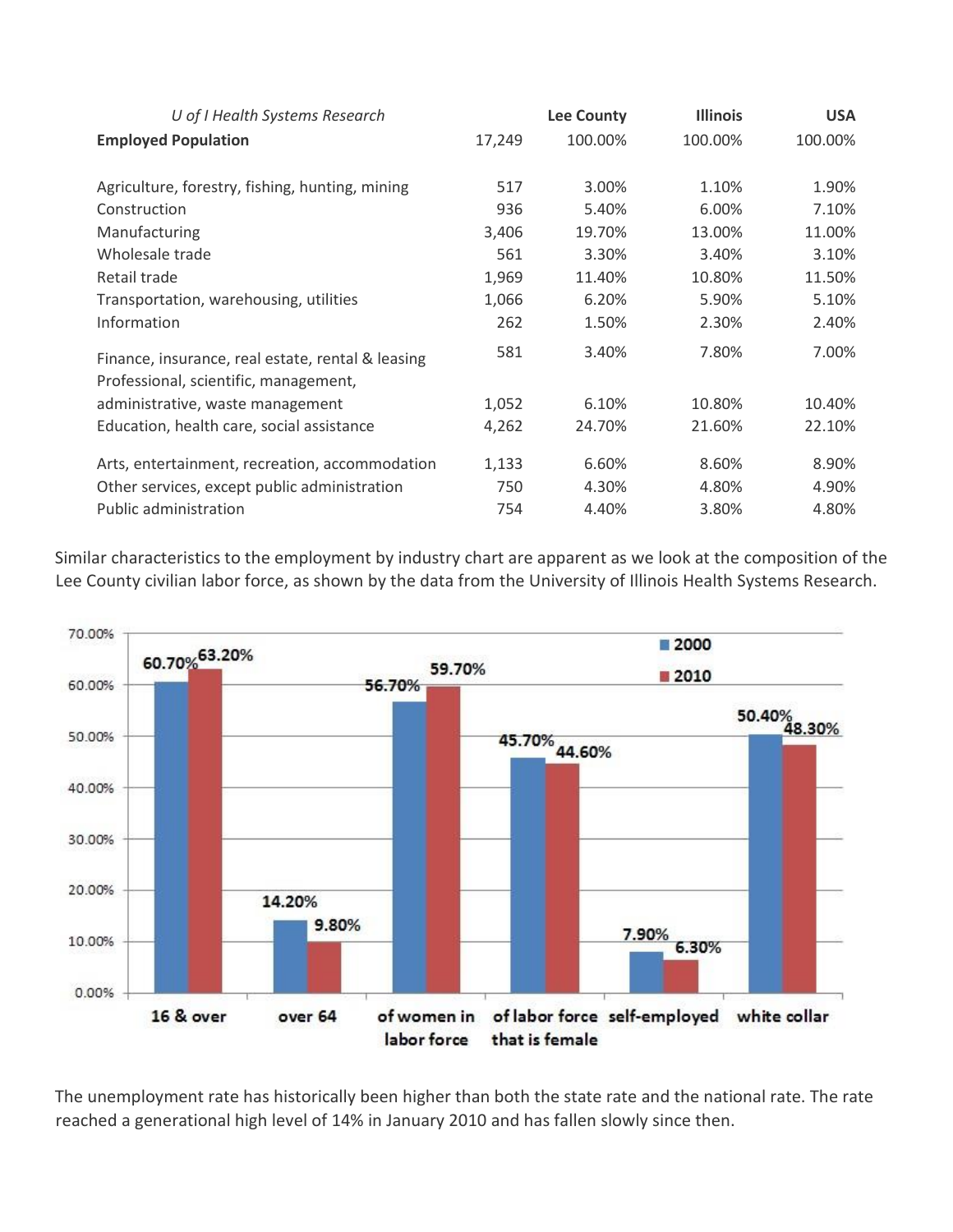| *U of I Health Systems Research* | | Lee County | Illinois | USA |
|---|---|---|---|---|
| **Employed Population** | 17,249 | 100.00% | 100.00% | 100.00% |
| Agriculture, forestry, fishing, hunting, mining | 517 | 3.00% | 1.10% | 1.90% |
| Construction | 936 | 5.40% | 6.00% | 7.10% |
| Manufacturing | 3,406 | 19.70% | 13.00% | 11.00% |
| Wholesale trade | 561 | 3.30% | 3.40% | 3.10% |
| Retail trade | 1,969 | 11.40% | 10.80% | 11.50% |
| Transportation, warehousing, utilities | 1,066 | 6.20% | 5.90% | 5.10% |
| Information | 262 | 1.50% | 2.30% | 2.40% |
| Finance, insurance, real estate, rental & leasing | 581 | 3.40% | 7.80% | 7.00% |
| Professional, scientific, management, administrative, waste management | 1,052 | 6.10% | 10.80% | 10.40% |
| Education, health care, social assistance | 4,262 | 24.70% | 21.60% | 22.10% |
| Arts, entertainment, recreation, accommodation | 1,133 | 6.60% | 8.60% | 8.90% |
| Other services, except public administration | 750 | 4.30% | 4.80% | 4.90% |
| Public administration | 754 | 4.40% | 3.80% | 4.80% |

Similar characteristics to the employment by industry chart are apparent as we look at the composition of the Lee County civilian labor force, as shown by the data from the University of Illinois Health Systems Research.

| | 2000 | 2010 |
|---|---|---|
| 16 & over | 60.70% | 63.20% |
| over 64 | 14.20% | 9.80% |
| of women in labor force | 56.70% | 59.70% |
| of labor force that is female | 45.70% | 44.60% |
| self-employed | 7.90% | 6.30% |
| white collar | 50.40% | 48.30% |

The unemployment rate has historically been higher than both the state rate and the national rate. The rate reached a generational high level of 14% in January 2010 and has fallen slowly since then.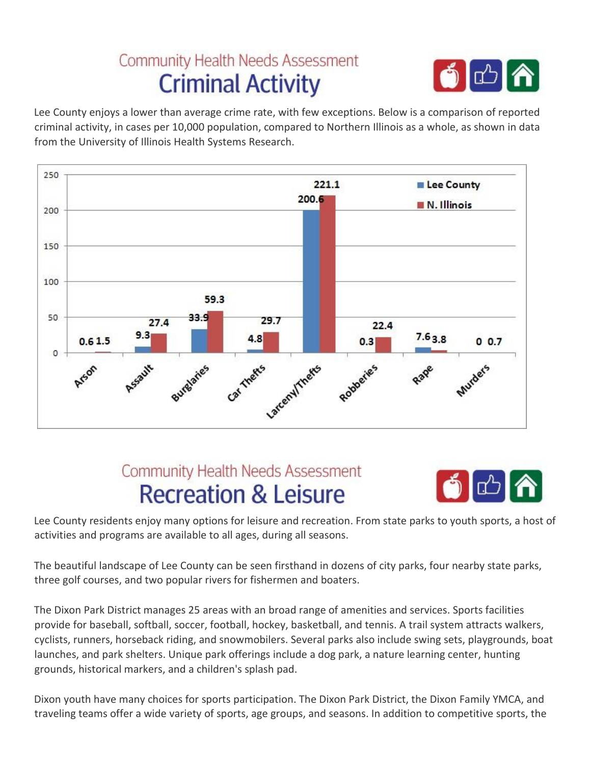# Community Health Needs Assessment
## Criminal Activity

Lee County enjoys a lower than average crime rate, with few exceptions. Below is a comparison of reported criminal activity, in cases per 10,000 population, compared to Northern Illinois as a whole, as shown in data from the University of Illinois Health Systems Research.

| | Lee County | N. Illinois |
|---|---|---|
| Arson | 0.6 | 1.5 |
| Assault | 9.3 | 27.4 |
| Burglaries | 33.9 | 59.3 |
| Car Thefts | 4.8 | 29.7 |
| Larceny/Thefts | 200.6 | 221.1 |
| Robberies | 0.3 | 22.4 |
| Rape | 7.6 | 3.8 |
| Murders | 0 | 0.7 |

# Community Health Needs Assessment
## Recreation & Leisure

Lee County residents enjoy many options for leisure and recreation. From state parks to youth sports, a host of activities and programs are available to all ages, during all seasons.

The beautiful landscape of Lee County can be seen firsthand in dozens of city parks, four nearby state parks, three golf courses, and two popular rivers for fishermen and boaters.

The Dixon Park District manages 25 areas with an broad range of amenities and services. Sports facilities provide for baseball, softball, soccer, football, hockey, basketball, and tennis. A trail system attracts walkers, cyclists, runners, horseback riding, and snowmobilers. Several parks also include swing sets, playgrounds, boat launches, and park shelters. Unique park offerings include a dog park, a nature learning center, hunting grounds, historical markers, and a children's splash pad.

Dixon youth have many choices for sports participation. The Dixon Park District, the Dixon Family YMCA, and traveling teams offer a wide variety of sports, age groups, and seasons. In addition to competitive sports, the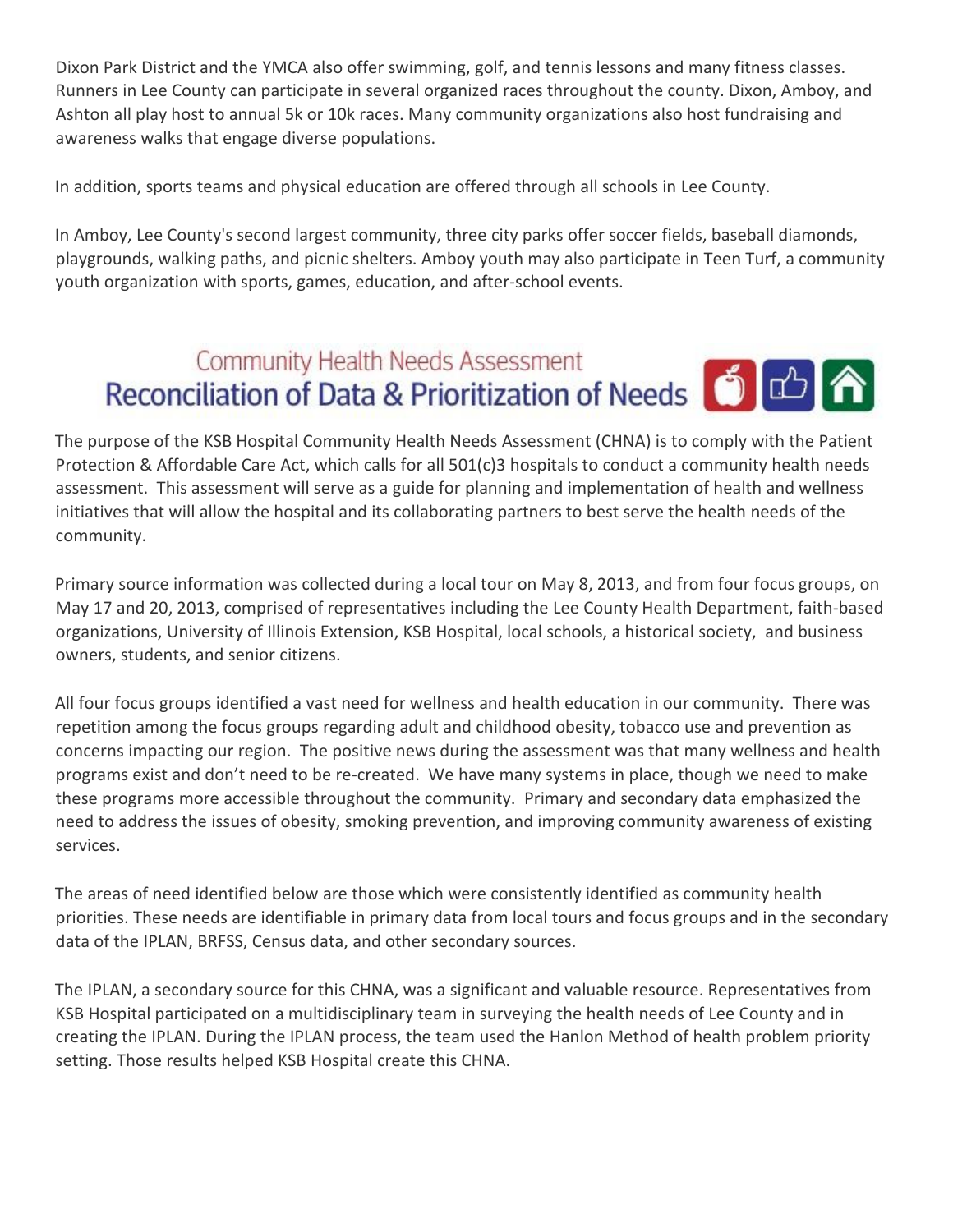Dixon Park District and the YMCA also offer swimming, golf, and tennis lessons and many fitness classes. Runners in Lee County can participate in several organized races throughout the county. Dixon, Amboy, and Ashton all play host to annual 5k or 10k races. Many community organizations also host fundraising and awareness walks that engage diverse populations.

In addition, sports teams and physical education are offered through all schools in Lee County.

In Amboy, Lee County's second largest community, three city parks offer soccer fields, baseball diamonds, playgrounds, walking paths, and picnic shelters. Amboy youth may also participate in Teen Turf, a community youth organization with sports, games, education, and after-school events.

## Community Health Needs Assessment
## Reconciliation of Data & Prioritization of Needs

The purpose of the KSB Hospital Community Health Needs Assessment (CHNA) is to comply with the Patient Protection & Affordable Care Act, which calls for all 501(c)3 hospitals to conduct a community health needs assessment. This assessment will serve as a guide for planning and implementation of health and wellness initiatives that will allow the hospital and its collaborating partners to best serve the health needs of the community.

Primary source information was collected during a local tour on May 8, 2013, and from four focus groups, on May 17 and 20, 2013, comprised of representatives including the Lee County Health Department, faith-based organizations, University of Illinois Extension, KSB Hospital, local schools, a historical society, and business owners, students, and senior citizens.

All four focus groups identified a vast need for wellness and health education in our community. There was repetition among the focus groups regarding adult and childhood obesity, tobacco use and prevention as concerns impacting our region. The positive news during the assessment was that many wellness and health programs exist and don't need to be re-created. We have many systems in place, though we need to make these programs more accessible throughout the community. Primary and secondary data emphasized the need to address the issues of obesity, smoking prevention, and improving community awareness of existing services.

The areas of need identified below are those which were consistently identified as community health priorities. These needs are identifiable in primary data from local tours and focus groups and in the secondary data of the IPLAN, BRFSS, Census data, and other secondary sources.

The IPLAN, a secondary source for this CHNA, was a significant and valuable resource. Representatives from KSB Hospital participated on a multidisciplinary team in surveying the health needs of Lee County and in creating the IPLAN. During the IPLAN process, the team used the Hanlon Method of health problem priority setting. Those results helped KSB Hospital create this CHNA.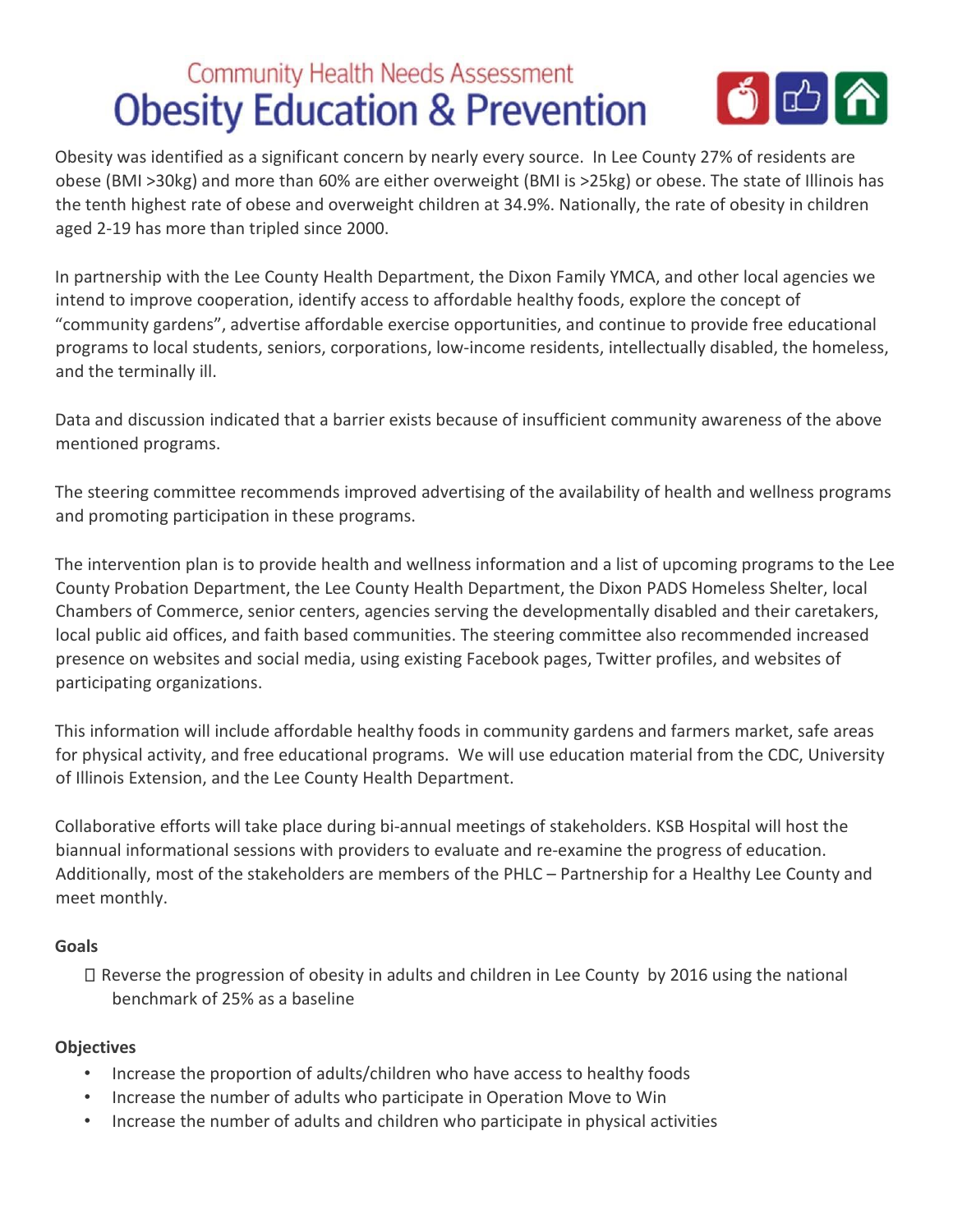# Community Health Needs Assessment
# Obesity Education & Prevention

Obesity was identified as a significant concern by nearly every source. In Lee County 27% of residents are obese (BMI >30kg) and more than 60% are either overweight (BMI is >25kg) or obese. The state of Illinois has the tenth highest rate of obese and overweight children at 34.9%. Nationally, the rate of obesity in children aged 2-19 has more than tripled since 2000.

In partnership with the Lee County Health Department, the Dixon Family YMCA, and other local agencies we intend to improve cooperation, identify access to affordable healthy foods, explore the concept of "community gardens", advertise affordable exercise opportunities, and continue to provide free educational programs to local students, seniors, corporations, low-income residents, intellectually disabled, the homeless, and the terminally ill.

Data and discussion indicated that a barrier exists because of insufficient community awareness of the above mentioned programs.

The steering committee recommends improved advertising of the availability of health and wellness programs and promoting participation in these programs.

The intervention plan is to provide health and wellness information and a list of upcoming programs to the Lee County Probation Department, the Lee County Health Department, the Dixon PADS Homeless Shelter, local Chambers of Commerce, senior centers, agencies serving the developmentally disabled and their caretakers, local public aid offices, and faith based communities. The steering committee also recommended increased presence on websites and social media, using existing Facebook pages, Twitter profiles, and websites of participating organizations.

This information will include affordable healthy foods in community gardens and farmers market, safe areas for physical activity, and free educational programs. We will use education material from the CDC, University of Illinois Extension, and the Lee County Health Department.

Collaborative efforts will take place during bi-annual meetings of stakeholders. KSB Hospital will host the biannual informational sessions with providers to evaluate and re-examine the progress of education. Additionally, most of the stakeholders are members of the PHLC – Partnership for a Healthy Lee County and meet monthly.

**Goals**

- Reverse the progression of obesity in adults and children in Lee County by 2016 using the national benchmark of 25% as a baseline

**Objectives**

- Increase the proportion of adults/children who have access to healthy foods
- Increase the number of adults who participate in Operation Move to Win
- Increase the number of adults and children who participate in physical activities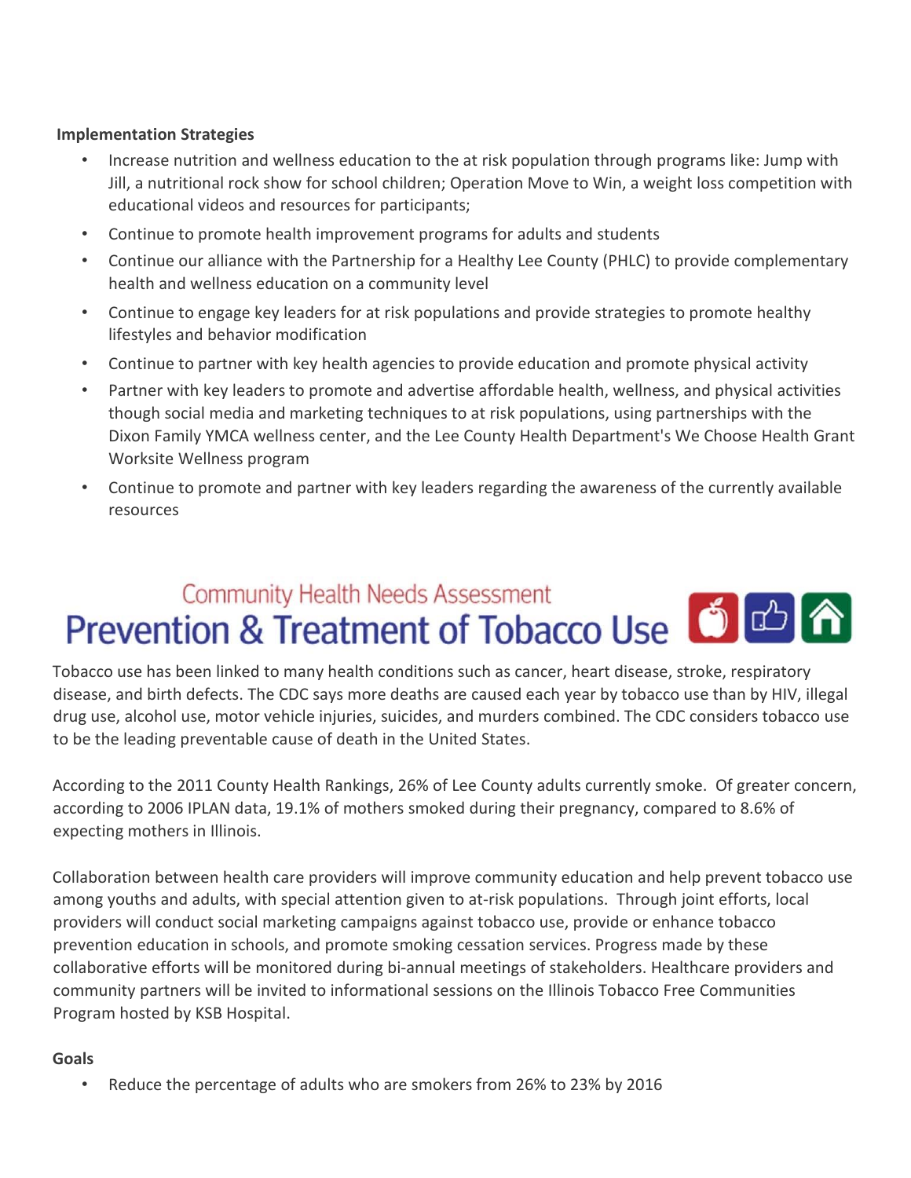**Implementation Strategies**

- Increase nutrition and wellness education to the at risk population through programs like: Jump with Jill, a nutritional rock show for school children; Operation Move to Win, a weight loss competition with educational videos and resources for participants;
- Continue to promote health improvement programs for adults and students
- Continue our alliance with the Partnership for a Healthy Lee County (PHLC) to provide complementary health and wellness education on a community level
- Continue to engage key leaders for at risk populations and provide strategies to promote healthy lifestyles and behavior modification
- Continue to partner with key health agencies to provide education and promote physical activity
- Partner with key leaders to promote and advertise affordable health, wellness, and physical activities though social media and marketing techniques to at risk populations, using partnerships with the Dixon Family YMCA wellness center, and the Lee County Health Department's We Choose Health Grant Worksite Wellness program
- Continue to promote and partner with key leaders regarding the awareness of the currently available resources

## Community Health Needs Assessment
# Prevention & Treatment of Tobacco Use

Tobacco use has been linked to many health conditions such as cancer, heart disease, stroke, respiratory disease, and birth defects. The CDC says more deaths are caused each year by tobacco use than by HIV, illegal drug use, alcohol use, motor vehicle injuries, suicides, and murders combined. The CDC considers tobacco use to be the leading preventable cause of death in the United States.

According to the 2011 County Health Rankings, 26% of Lee County adults currently smoke. Of greater concern, according to 2006 IPLAN data, 19.1% of mothers smoked during their pregnancy, compared to 8.6% of expecting mothers in Illinois.

Collaboration between health care providers will improve community education and help prevent tobacco use among youths and adults, with special attention given to at-risk populations. Through joint efforts, local providers will conduct social marketing campaigns against tobacco use, provide or enhance tobacco prevention education in schools, and promote smoking cessation services. Progress made by these collaborative efforts will be monitored during bi-annual meetings of stakeholders. Healthcare providers and community partners will be invited to informational sessions on the Illinois Tobacco Free Communities Program hosted by KSB Hospital.

**Goals**

- Reduce the percentage of adults who are smokers from 26% to 23% by 2016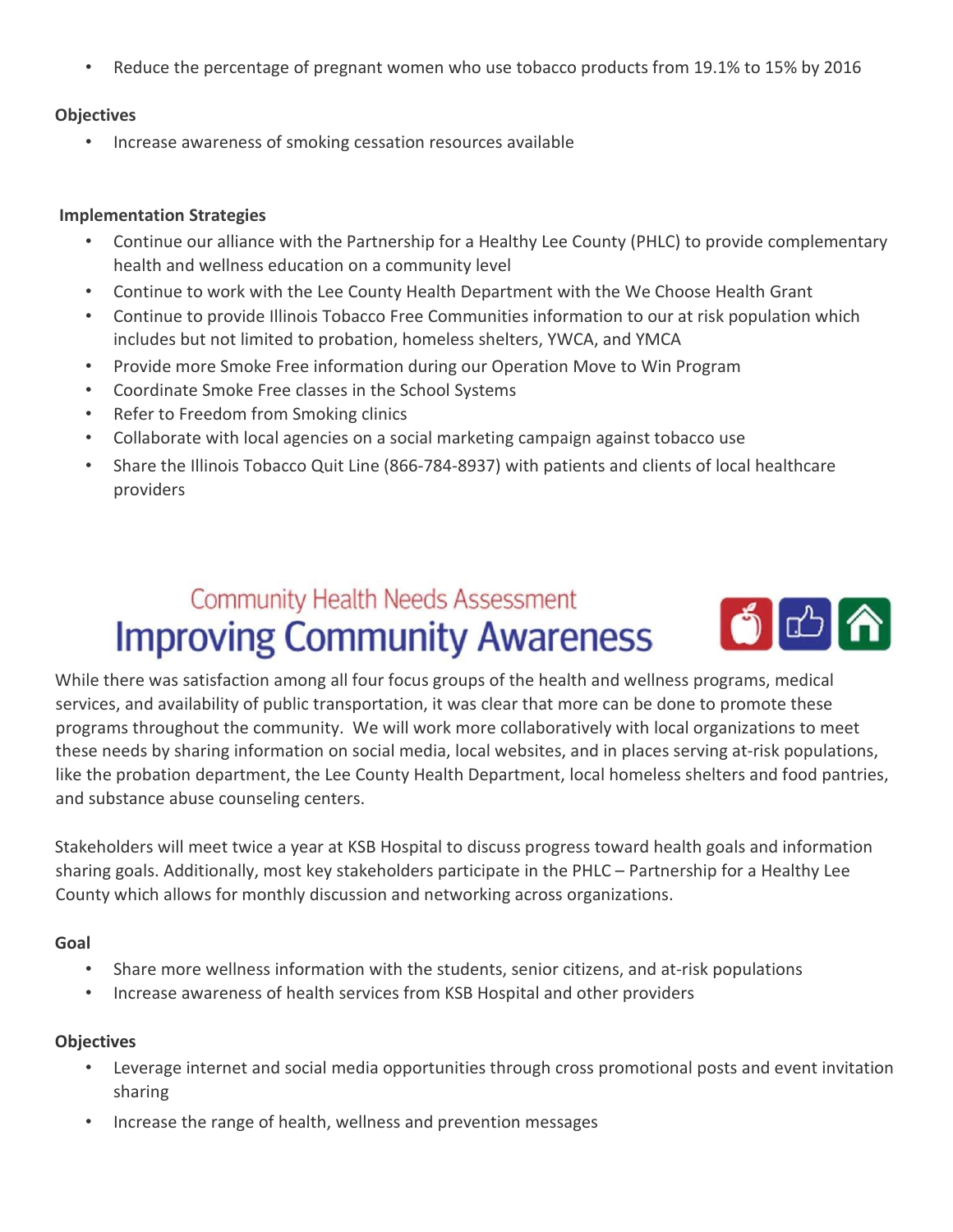- Reduce the percentage of pregnant women who use tobacco products from 19.1% to 15% by 2016

**Objectives**

- Increase awareness of smoking cessation resources available

**Implementation Strategies**

- Continue our alliance with the Partnership for a Healthy Lee County (PHLC) to provide complementary health and wellness education on a community level
- Continue to work with the Lee County Health Department with the We Choose Health Grant
- Continue to provide Illinois Tobacco Free Communities information to our at risk population which includes but not limited to probation, homeless shelters, YWCA, and YMCA
- Provide more Smoke Free information during our Operation Move to Win Program
- Coordinate Smoke Free classes in the School Systems
- Refer to Freedom from Smoking clinics
- Collaborate with local agencies on a social marketing campaign against tobacco use
- Share the Illinois Tobacco Quit Line (866-784-8937) with patients and clients of local healthcare providers

## Community Health Needs Assessment

# Improving Community Awareness

While there was satisfaction among all four focus groups of the health and wellness programs, medical services, and availability of public transportation, it was clear that more can be done to promote these programs throughout the community. We will work more collaboratively with local organizations to meet these needs by sharing information on social media, local websites, and in places serving at-risk populations, like the probation department, the Lee County Health Department, local homeless shelters and food pantries, and substance abuse counseling centers.

Stakeholders will meet twice a year at KSB Hospital to discuss progress toward health goals and information sharing goals. Additionally, most key stakeholders participate in the PHLC – Partnership for a Healthy Lee County which allows for monthly discussion and networking across organizations.

**Goal**

- Share more wellness information with the students, senior citizens, and at-risk populations
- Increase awareness of health services from KSB Hospital and other providers

**Objectives**

- Leverage internet and social media opportunities through cross promotional posts and event invitation sharing
- Increase the range of health, wellness and prevention messages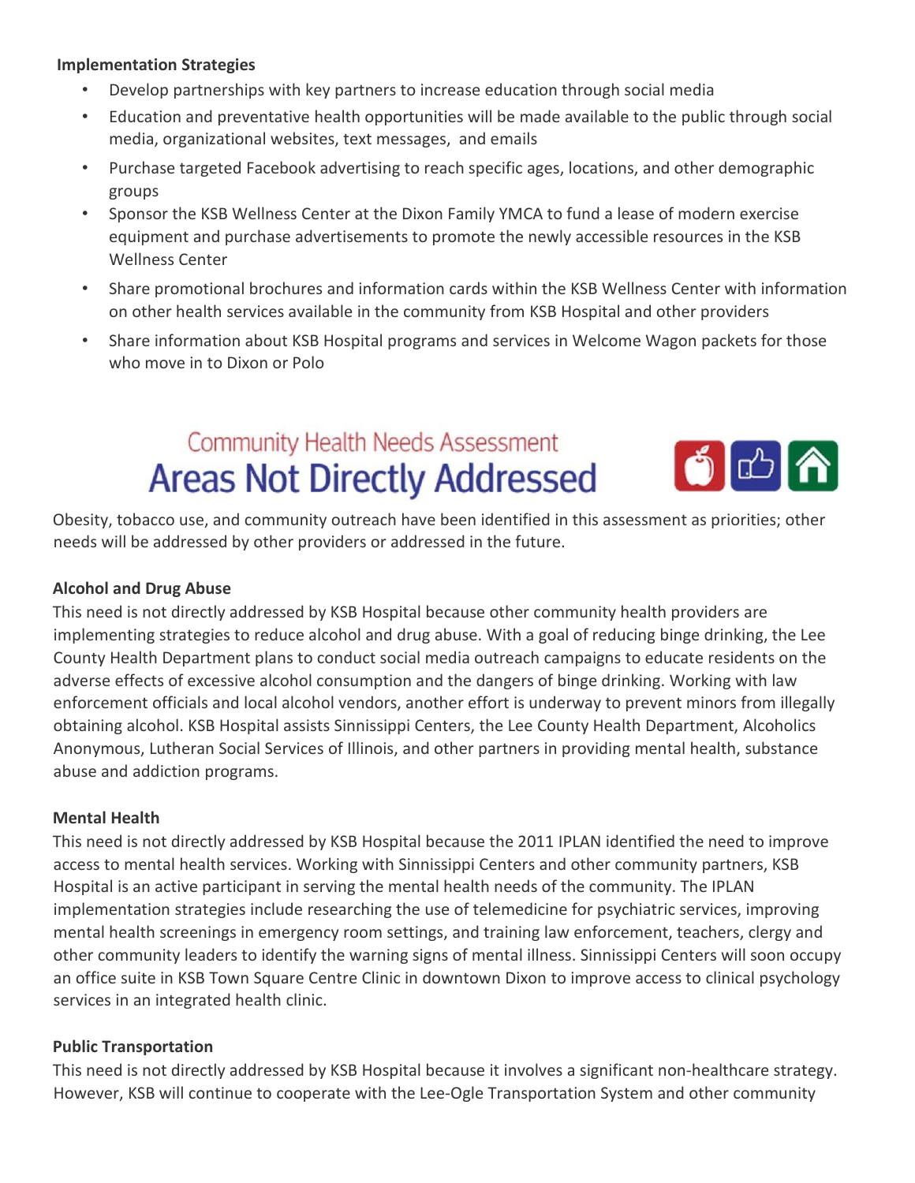**Implementation Strategies**

- Develop partnerships with key partners to increase education through social media
- Education and preventative health opportunities will be made available to the public through social media, organizational websites, text messages, and emails
- Purchase targeted Facebook advertising to reach specific ages, locations, and other demographic groups
- Sponsor the KSB Wellness Center at the Dixon Family YMCA to fund a lease of modern exercise equipment and purchase advertisements to promote the newly accessible resources in the KSB Wellness Center
- Share promotional brochures and information cards within the KSB Wellness Center with information on other health services available in the community from KSB Hospital and other providers
- Share information about KSB Hospital programs and services in Welcome Wagon packets for those who move in to Dixon or Polo

## Community Health Needs Assessment
# Areas Not Directly Addressed

Obesity, tobacco use, and community outreach have been identified in this assessment as priorities; other needs will be addressed by other providers or addressed in the future.

**Alcohol and Drug Abuse**

This need is not directly addressed by KSB Hospital because other community health providers are implementing strategies to reduce alcohol and drug abuse. With a goal of reducing binge drinking, the Lee County Health Department plans to conduct social media outreach campaigns to educate residents on the adverse effects of excessive alcohol consumption and the dangers of binge drinking. Working with law enforcement officials and local alcohol vendors, another effort is underway to prevent minors from illegally obtaining alcohol. KSB Hospital assists Sinnissippi Centers, the Lee County Health Department, Alcoholics Anonymous, Lutheran Social Services of Illinois, and other partners in providing mental health, substance abuse and addiction programs.

**Mental Health**

This need is not directly addressed by KSB Hospital because the 2011 IPLAN identified the need to improve access to mental health services. Working with Sinnissippi Centers and other community partners, KSB Hospital is an active participant in serving the mental health needs of the community. The IPLAN implementation strategies include researching the use of telemedicine for psychiatric services, improving mental health screenings in emergency room settings, and training law enforcement, teachers, clergy and other community leaders to identify the warning signs of mental illness. Sinnissippi Centers will soon occupy an office suite in KSB Town Square Centre Clinic in downtown Dixon to improve access to clinical psychology services in an integrated health clinic.

**Public Transportation**

This need is not directly addressed by KSB Hospital because it involves a significant non-healthcare strategy. However, KSB will continue to cooperate with the Lee-Ogle Transportation System and other community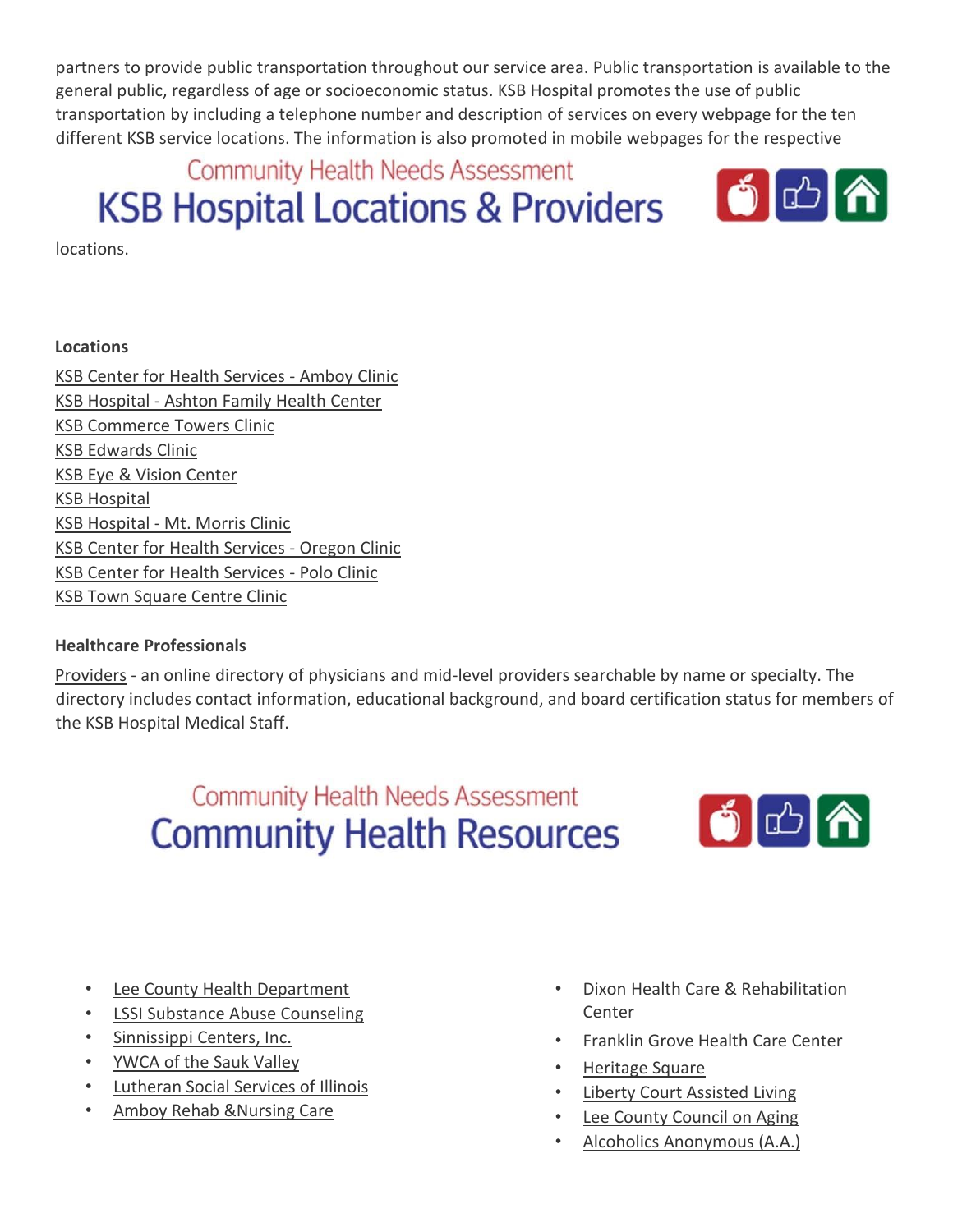partners to provide public transportation throughout our service area. Public transportation is available to the general public, regardless of age or socioeconomic status. KSB Hospital promotes the use of public transportation by including a telephone number and description of services on every webpage for the ten different KSB service locations. The information is also promoted in mobile webpages for the respective locations.

## Community Health Needs Assessment
# KSB Hospital Locations & Providers

**Locations**

KSB Center for Health Services - Amboy Clinic
KSB Hospital - Ashton Family Health Center
KSB Commerce Towers Clinic
KSB Edwards Clinic
KSB Eye & Vision Center
KSB Hospital
KSB Hospital - Mt. Morris Clinic
KSB Center for Health Services - Oregon Clinic
KSB Center for Health Services - Polo Clinic
KSB Town Square Centre Clinic

**Healthcare Professionals**

Providers - an online directory of physicians and mid-level providers searchable by name or specialty. The directory includes contact information, educational background, and board certification status for members of the KSB Hospital Medical Staff.

## Community Health Needs Assessment
# Community Health Resources

- Lee County Health Department
- LSSI Substance Abuse Counseling
- Sinnissippi Centers, Inc.
- YWCA of the Sauk Valley
- Lutheran Social Services of Illinois
- Amboy Rehab &Nursing Care
- Dixon Health Care & Rehabilitation Center
- Franklin Grove Health Care Center
- Heritage Square
- Liberty Court Assisted Living
- Lee County Council on Aging
- Alcoholics Anonymous (A.A.)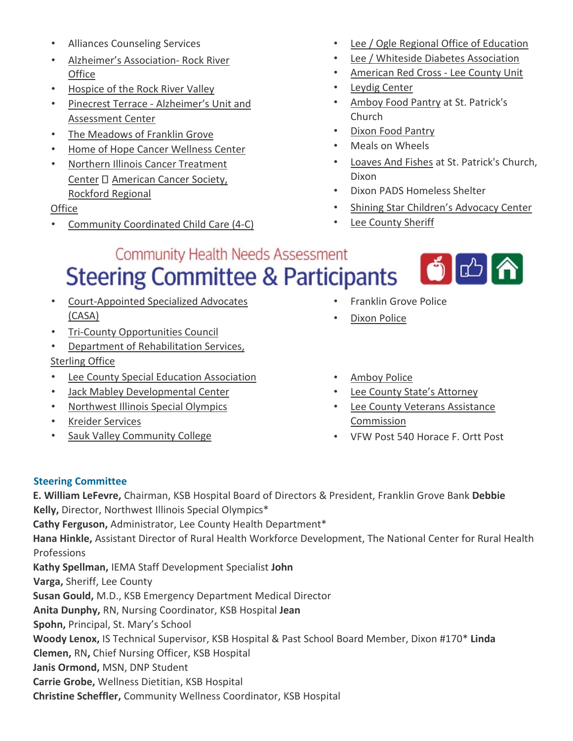- Alliances Counseling Services
- Alzheimer's Association- Rock River Office
- Hospice of the Rock River Valley
- Pinecrest Terrace - Alzheimer's Unit and Assessment Center
- The Meadows of Franklin Grove
- Home of Hope Cancer Wellness Center
- Northern Illinois Cancer Treatment Center  American Cancer Society, Rockford Regional Office
- Community Coordinated Child Care (4-C)
- Lee / Ogle Regional Office of Education
- Lee / Whiteside Diabetes Association
- American Red Cross - Lee County Unit
- Leydig Center
- Amboy Food Pantry at St. Patrick's Church
- Dixon Food Pantry
- Meals on Wheels
- Loaves And Fishes at St. Patrick's Church, Dixon
- Dixon PADS Homeless Shelter
- Shining Star Children's Advocacy Center
- Lee County Sheriff

## Community Health Needs Assessment
# Steering Committee & Participants

- Court-Appointed Specialized Advocates (CASA)
- Tri-County Opportunities Council
- Department of Rehabilitation Services, Sterling Office
- Lee County Special Education Association
- Jack Mabley Developmental Center
- Northwest Illinois Special Olympics
- Kreider Services
- Sauk Valley Community College
- Franklin Grove Police
- Dixon Police
- Amboy Police
- Lee County State's Attorney
- Lee County Veterans Assistance Commission
- VFW Post 540 Horace F. Ortt Post

### Steering Committee

**E. William LeFevre,** Chairman, KSB Hospital Board of Directors & President, Franklin Grove Bank
**Debbie Kelly,** Director, Northwest Illinois Special Olympics*
**Cathy Ferguson,** Administrator, Lee County Health Department*
**Hana Hinkle,** Assistant Director of Rural Health Workforce Development, The National Center for Rural Health Professions
**Kathy Spellman,** IEMA Staff Development Specialist
**John Varga,** Sheriff, Lee County
**Susan Gould,** M.D., KSB Emergency Department Medical Director
**Anita Dunphy,** RN, Nursing Coordinator, KSB Hospital
**Jean Spohn,** Principal, St. Mary's School
**Woody Lenox,** IS Technical Supervisor, KSB Hospital & Past School Board Member, Dixon #170*
**Linda Clemen,** RN**,** Chief Nursing Officer, KSB Hospital
**Janis Ormond,** MSN, DNP Student
**Carrie Grobe,** Wellness Dietitian, KSB Hospital
**Christine Scheffler,** Community Wellness Coordinator, KSB Hospital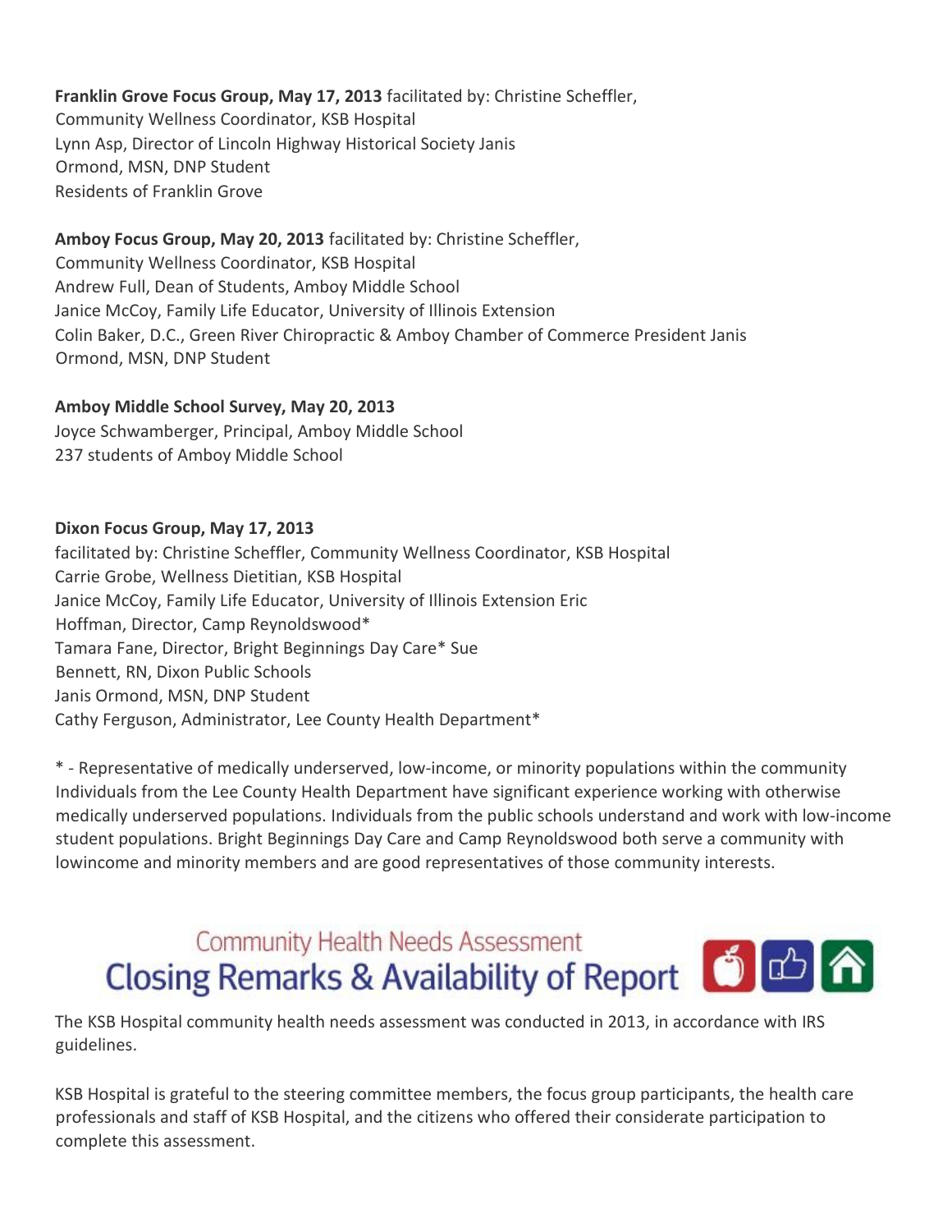**Franklin Grove Focus Group, May 17, 2013** facilitated by: Christine Scheffler, Community Wellness Coordinator, KSB Hospital
Lynn Asp, Director of Lincoln Highway Historical Society Janis Ormond, MSN, DNP Student
Residents of Franklin Grove

**Amboy Focus Group, May 20, 2013** facilitated by: Christine Scheffler, Community Wellness Coordinator, KSB Hospital
Andrew Full, Dean of Students, Amboy Middle School
Janice McCoy, Family Life Educator, University of Illinois Extension
Colin Baker, D.C., Green River Chiropractic & Amboy Chamber of Commerce President Janis Ormond, MSN, DNP Student

**Amboy Middle School Survey, May 20, 2013**
Joyce Schwamberger, Principal, Amboy Middle School
237 students of Amboy Middle School

**Dixon Focus Group, May 17, 2013**
facilitated by: Christine Scheffler, Community Wellness Coordinator, KSB Hospital
Carrie Grobe, Wellness Dietitian, KSB Hospital
Janice McCoy, Family Life Educator, University of Illinois Extension Eric Hoffman, Director, Camp Reynoldswood*
Tamara Fane, Director, Bright Beginnings Day Care* Sue Bennett, RN, Dixon Public Schools
Janis Ormond, MSN, DNP Student
Cathy Ferguson, Administrator, Lee County Health Department*

* - Representative of medically underserved, low-income, or minority populations within the community
Individuals from the Lee County Health Department have significant experience working with otherwise medically underserved populations. Individuals from the public schools understand and work with low-income student populations. Bright Beginnings Day Care and Camp Reynoldswood both serve a community with lowincome and minority members and are good representatives of those community interests.

## Community Health Needs Assessment
# Closing Remarks & Availability of Report

The KSB Hospital community health needs assessment was conducted in 2013, in accordance with IRS guidelines.

KSB Hospital is grateful to the steering committee members, the focus group participants, the health care professionals and staff of KSB Hospital, and the citizens who offered their considerate participation to complete this assessment.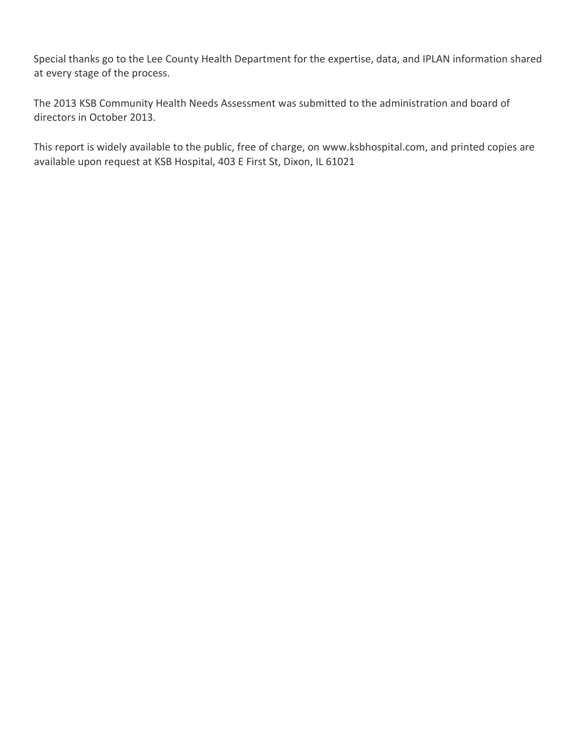Special thanks go to the Lee County Health Department for the expertise, data, and IPLAN information shared at every stage of the process.

The 2013 KSB Community Health Needs Assessment was submitted to the administration and board of directors in October 2013.

This report is widely available to the public, free of charge, on www.ksbhospital.com, and printed copies are available upon request at KSB Hospital, 403 E First St, Dixon, IL 61021